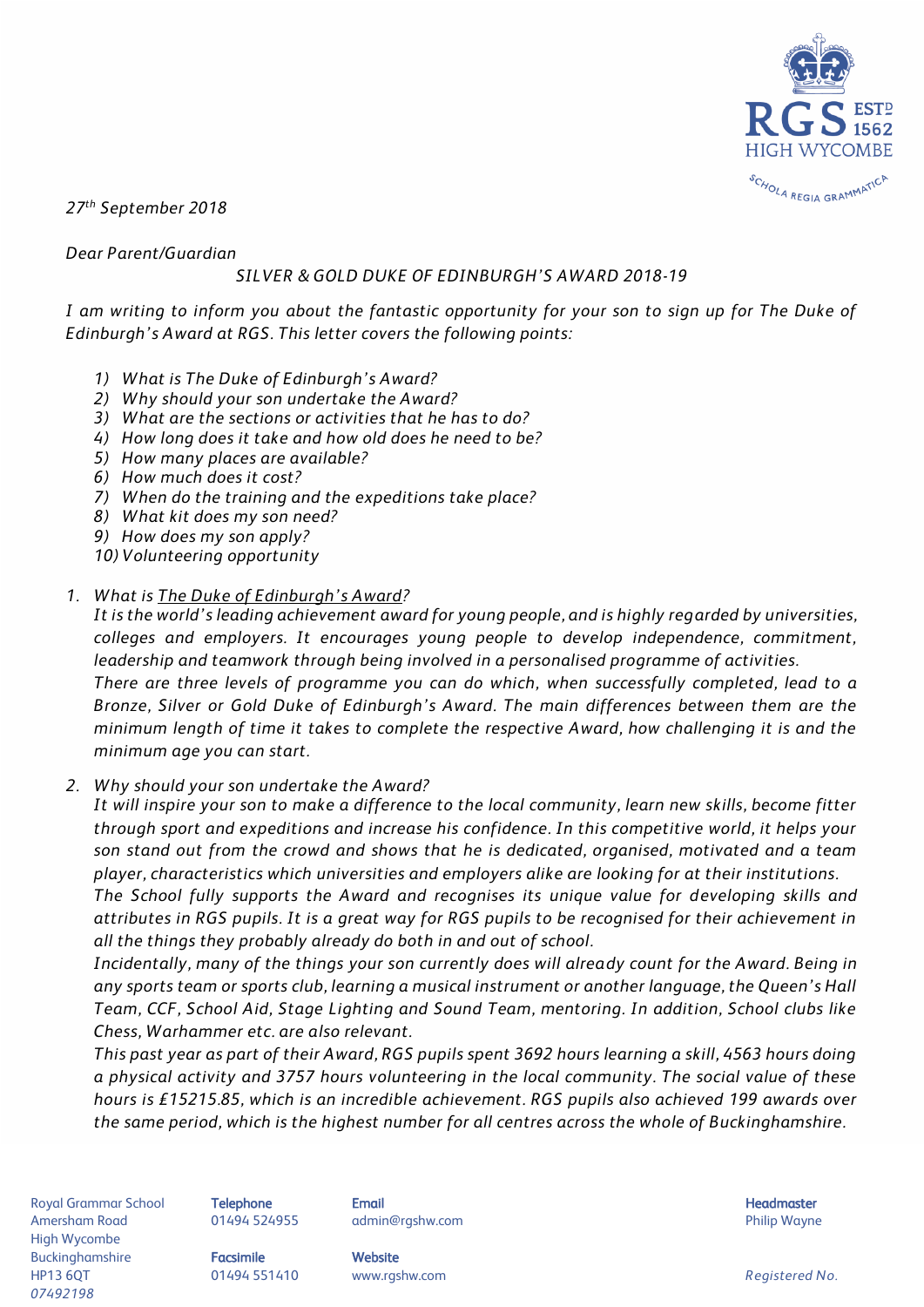*27th September 2018*

*Dear Parent/Guardian*

*SILVER & GOLD DUKE OF EDINBURGH'S AWARD 2018-19*

*I am writing to inform you about the fantastic opportunity for your son to sign up for The Duke of Edinburgh's Award at RGS. This letter covers the following points:*

1) *What is The Duke of Edinburgh's Award?*
2) *Why should your son undertake the Award?*
3) *What are the sections or activities that he has to do?*
4) *How long does it take and how old does he need to be?*
5) *How many places are available?*
6) *How much does it cost?*
7) *When do the training and the expeditions take place?*
8) *What kit does my son need?*
9) *How does my son apply?*
10) *Volunteering opportunity*

1. *What is The Duke of Edinburgh's Award?*
   *It is the world's leading achievement award for young people, and is highly regarded by universities, colleges and employers. It encourages young people to develop independence, commitment, leadership and teamwork through being involved in a personalised programme of activities.*
   *There are three levels of programme you can do which, when successfully completed, lead to a Bronze, Silver or Gold Duke of Edinburgh's Award. The main differences between them are the minimum length of time it takes to complete the respective Award, how challenging it is and the minimum age you can start.*

2. *Why should your son undertake the Award?*
   *It will inspire your son to make a difference to the local community, learn new skills, become fitter through sport and expeditions and increase his confidence. In this competitive world, it helps your son stand out from the crowd and shows that he is dedicated, organised, motivated and a team player, characteristics which universities and employers alike are looking for at their institutions.*
   *The School fully supports the Award and recognises its unique value for developing skills and attributes in RGS pupils. It is a great way for RGS pupils to be recognised for their achievement in all the things they probably already do both in and out of school.*
   *Incidentally, many of the things your son currently does will already count for the Award. Being in any sports team or sports club, learning a musical instrument or another language, the Queen's Hall Team, CCF, School Aid, Stage Lighting and Sound Team, mentoring. In addition, School clubs like Chess, Warhammer etc. are also relevant.*
   *This past year as part of their Award, RGS pupils spent 3692 hours learning a skill, 4563 hours doing a physical activity and 3757 hours volunteering in the local community. The social value of these hours is £15215.85, which is an incredible achievement. RGS pupils also achieved 199 awards over the same period, which is the highest number for all centres across the whole of Buckinghamshire.*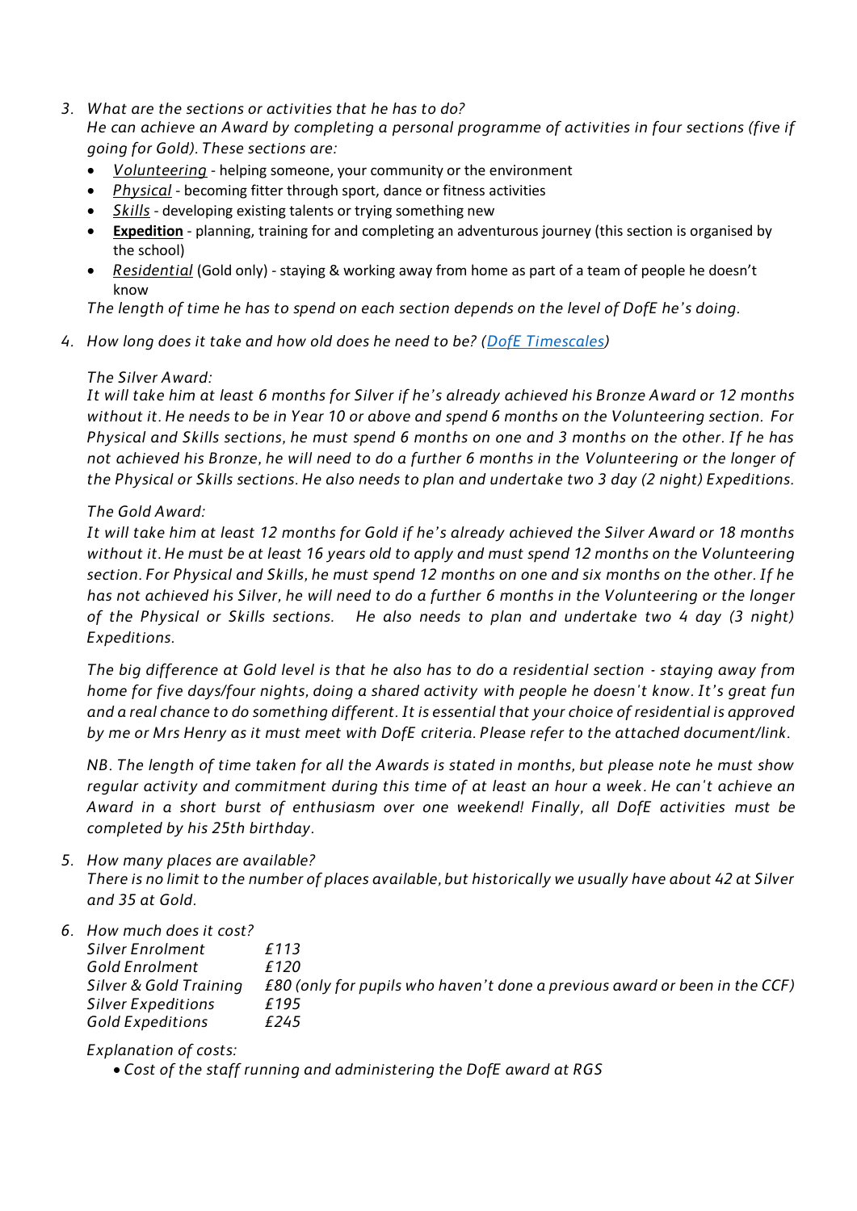3. *What are the sections or activities that he has to do?*
   *He can achieve an Award by completing a personal programme of activities in four sections (five if going for Gold). These sections are:*
   - *Volunteering* - helping someone, your community or the environment
   - *Physical* - becoming fitter through sport, dance or fitness activities
   - *Skills* - developing existing talents or trying something new
   - **Expedition** - planning, training for and completing an adventurous journey (this section is organised by the school)
   - *Residential* (Gold only) - staying & working away from home as part of a team of people he doesn't know

   *The length of time he has to spend on each section depends on the level of DofE he's doing.*

4. *How long does it take and how old does he need to be? (DofE Timescales)*

   *The Silver Award:*
   *It will take him at least 6 months for Silver if he's already achieved his Bronze Award or 12 months without it. He needs to be in Year 10 or above and spend 6 months on the Volunteering section. For Physical and Skills sections, he must spend 6 months on one and 3 months on the other. If he has not achieved his Bronze, he will need to do a further 6 months in the Volunteering or the longer of the Physical or Skills sections. He also needs to plan and undertake two 3 day (2 night) Expeditions.*

   *The Gold Award:*
   *It will take him at least 12 months for Gold if he's already achieved the Silver Award or 18 months without it. He must be at least 16 years old to apply and must spend 12 months on the Volunteering section. For Physical and Skills, he must spend 12 months on one and six months on the other. If he has not achieved his Silver, he will need to do a further 6 months in the Volunteering or the longer of the Physical or Skills sections. He also needs to plan and undertake two 4 day (3 night) Expeditions.*

   *The big difference at Gold level is that he also has to do a residential section - staying away from home for five days/four nights, doing a shared activity with people he doesn't know. It's great fun and a real chance to do something different. It is essential that your choice of residential is approved by me or Mrs Henry as it must meet with DofE criteria. Please refer to the attached document/link.*

   *NB. The length of time taken for all the Awards is stated in months, but please note he must show regular activity and commitment during this time of at least an hour a week. He can't achieve an Award in a short burst of enthusiasm over one weekend! Finally, all DofE activities must be completed by his 25th birthday.*

5. *How many places are available?*
   *There is no limit to the number of places available, but historically we usually have about 42 at Silver and 35 at Gold.*

6. *How much does it cost?*

| | |
|---|---|
| *Silver Enrolment* | *£113* |
| *Gold Enrolment* | *£120* |
| *Silver & Gold Training* | *£80 (only for pupils who haven't done a previous award or been in the CCF)* |
| *Silver Expeditions* | *£195* |
| *Gold Expeditions* | *£245* |

   *Explanation of costs:*
   - *Cost of the staff running and administering the DofE award at RGS*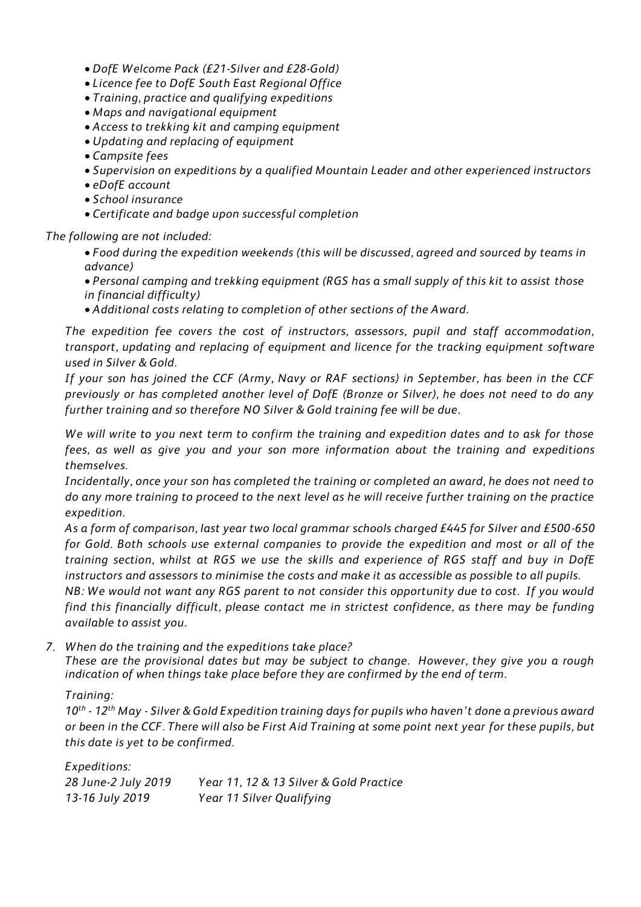- *DofE Welcome Pack (£21-Silver and £28-Gold)*
- *Licence fee to DofE South East Regional Office*
- *Training, practice and qualifying expeditions*
- *Maps and navigational equipment*
- *Access to trekking kit and camping equipment*
- *Updating and replacing of equipment*
- *Campsite fees*
- *Supervision on expeditions by a qualified Mountain Leader and other experienced instructors*
- *eDofE account*
- *School insurance*
- *Certificate and badge upon successful completion*

*The following are not included:*

- *Food during the expedition weekends (this will be discussed, agreed and sourced by teams in advance)*
- *Personal camping and trekking equipment (RGS has a small supply of this kit to assist those in financial difficulty)*
- *Additional costs relating to completion of other sections of the Award.*

*The expedition fee covers the cost of instructors, assessors, pupil and staff accommodation, transport, updating and replacing of equipment and licence for the tracking equipment software used in Silver & Gold.*

*If your son has joined the CCF (Army, Navy or RAF sections) in September, has been in the CCF previously or has completed another level of DofE (Bronze or Silver), he does not need to do any further training and so therefore NO Silver & Gold training fee will be due.*

*We will write to you next term to confirm the training and expedition dates and to ask for those fees, as well as give you and your son more information about the training and expeditions themselves.*

*Incidentally, once your son has completed the training or completed an award, he does not need to do any more training to proceed to the next level as he will receive further training on the practice expedition.*

*As a form of comparison, last year two local grammar schools charged £445 for Silver and £500-650 for Gold. Both schools use external companies to provide the expedition and most or all of the training section, whilst at RGS we use the skills and experience of RGS staff and buy in DofE instructors and assessors to minimise the costs and make it as accessible as possible to all pupils.*

*NB: We would not want any RGS parent to not consider this opportunity due to cost. If you would find this financially difficult, please contact me in strictest confidence, as there may be funding available to assist you.*

7. *When do the training and the expeditions take place?*

   *These are the provisional dates but may be subject to change. However, they give you a rough indication of when things take place before they are confirmed by the end of term.*

   *Training:*

   *10th - 12th May - Silver & Gold Expedition training days for pupils who haven't done a previous award or been in the CCF. There will also be First Aid Training at some point next year for these pupils, but this date is yet to be confirmed.*

   *Expeditions:*

   | | |
   |---|---|
   | *28 June-2 July 2019* | *Year 11, 12 & 13 Silver & Gold Practice* |
   | *13-16 July 2019* | *Year 11 Silver Qualifying* |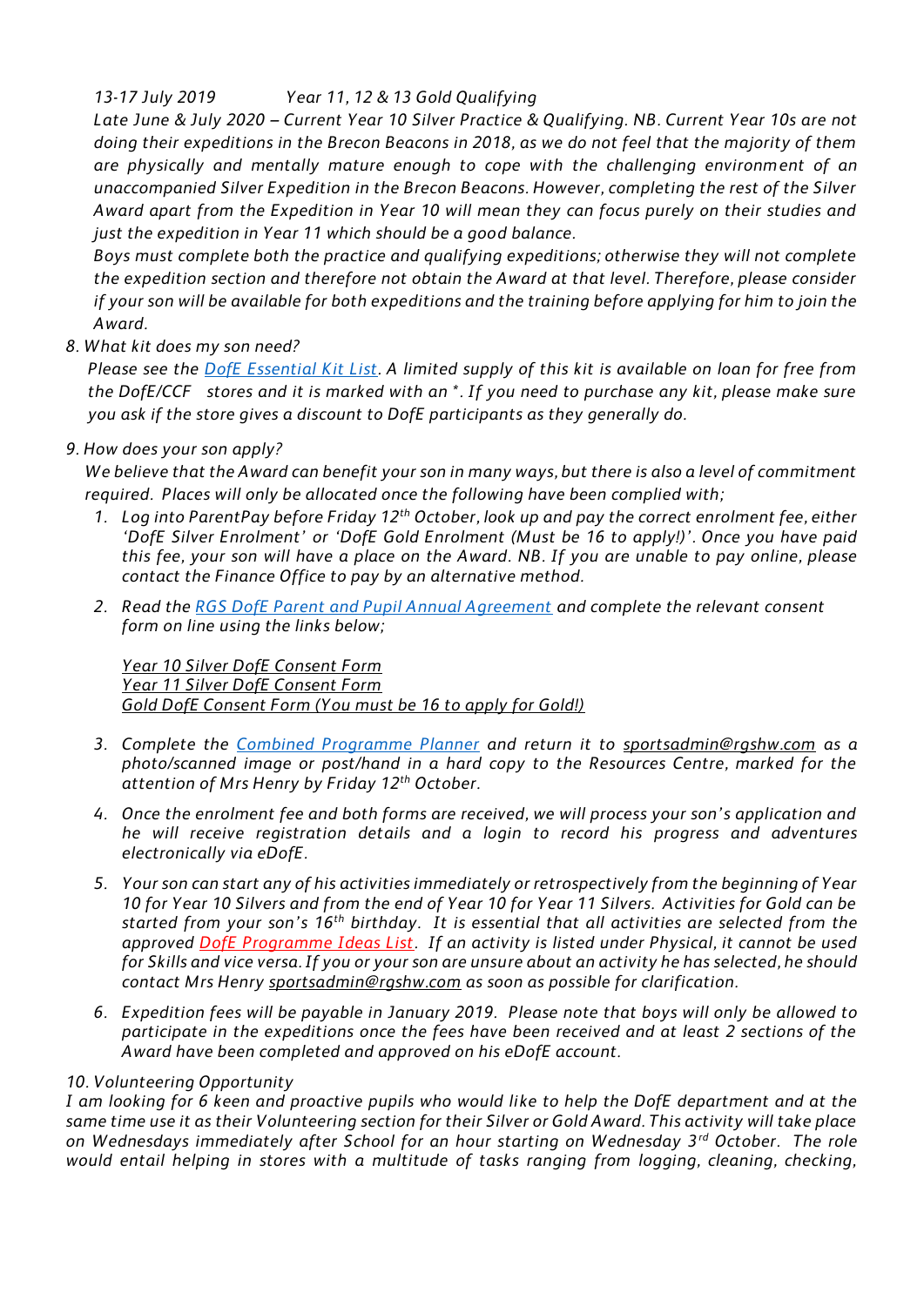*13-17 July 2019 Year 11, 12 & 13 Gold Qualifying*

*Late June & July 2020 – Current Year 10 Silver Practice & Qualifying. NB. Current Year 10s are not doing their expeditions in the Brecon Beacons in 2018, as we do not feel that the majority of them are physically and mentally mature enough to cope with the challenging environment of an unaccompanied Silver Expedition in the Brecon Beacons. However, completing the rest of the Silver Award apart from the Expedition in Year 10 will mean they can focus purely on their studies and just the expedition in Year 11 which should be a good balance.*

*Boys must complete both the practice and qualifying expeditions; otherwise they will not complete the expedition section and therefore not obtain the Award at that level. Therefore, please consider if your son will be available for both expeditions and the training before applying for him to join the Award.*

*8. What kit does my son need?*

*Please see the DofE Essential Kit List. A limited supply of this kit is available on loan for free from the DofE/CCF stores and it is marked with an \*. If you need to purchase any kit, please make sure you ask if the store gives a discount to DofE participants as they generally do.*

*9. How does your son apply?*

*We believe that the Award can benefit your son in many ways, but there is also a level of commitment required. Places will only be allocated once the following have been complied with;*

1. *Log into ParentPay before Friday 12th October, look up and pay the correct enrolment fee, either 'DofE Silver Enrolment' or 'DofE Gold Enrolment (Must be 16 to apply!)'. Once you have paid this fee, your son will have a place on the Award. NB. If you are unable to pay online, please contact the Finance Office to pay by an alternative method.*
2. *Read the RGS DofE Parent and Pupil Annual Agreement and complete the relevant consent form on line using the links below;*

   *Year 10 Silver DofE Consent Form*
   *Year 11 Silver DofE Consent Form*
   *Gold DofE Consent Form (You must be 16 to apply for Gold!)*

3. *Complete the Combined Programme Planner and return it to sportsadmin@rgshw.com as a photo/scanned image or post/hand in a hard copy to the Resources Centre, marked for the attention of Mrs Henry by Friday 12th October.*
4. *Once the enrolment fee and both forms are received, we will process your son's application and he will receive registration details and a login to record his progress and adventures electronically via eDofE.*
5. *Your son can start any of his activities immediately or retrospectively from the beginning of Year 10 for Year 10 Silvers and from the end of Year 10 for Year 11 Silvers. Activities for Gold can be started from your son's 16th birthday. It is essential that all activities are selected from the approved DofE Programme Ideas List. If an activity is listed under Physical, it cannot be used for Skills and vice versa. If you or your son are unsure about an activity he has selected, he should contact Mrs Henry sportsadmin@rgshw.com as soon as possible for clarification.*
6. *Expedition fees will be payable in January 2019. Please note that boys will only be allowed to participate in the expeditions once the fees have been received and at least 2 sections of the Award have been completed and approved on his eDofE account.*

*10. Volunteering Opportunity*

*I am looking for 6 keen and proactive pupils who would like to help the DofE department and at the same time use it as their Volunteering section for their Silver or Gold Award. This activity will take place on Wednesdays immediately after School for an hour starting on Wednesday 3rd October. The role would entail helping in stores with a multitude of tasks ranging from logging, cleaning, checking,*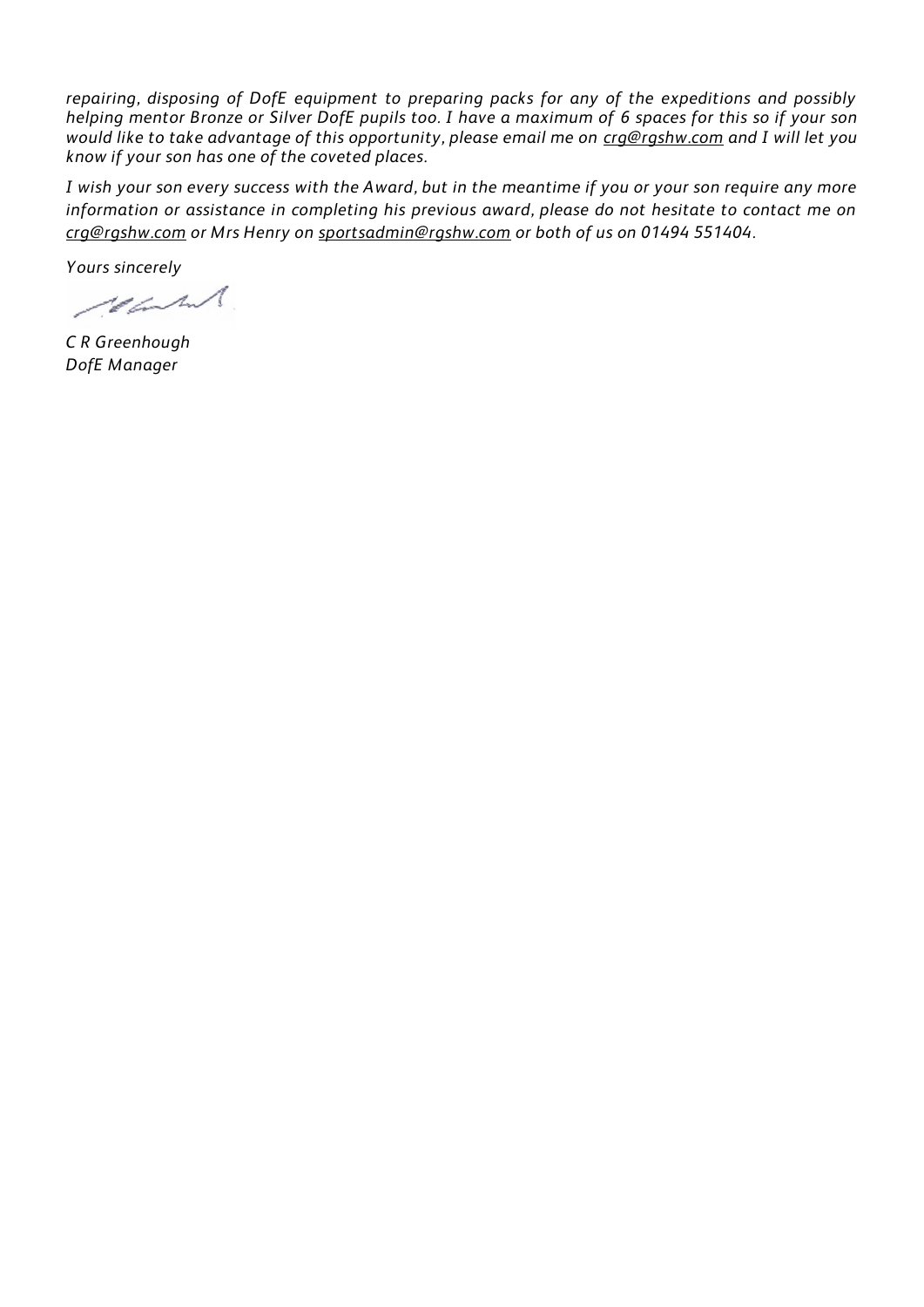*repairing, disposing of DofE equipment to preparing packs for any of the expeditions and possibly helping mentor Bronze or Silver DofE pupils too. I have a maximum of 6 spaces for this so if your son would like to take advantage of this opportunity, please email me on crg@rgshw.com and I will let you know if your son has one of the coveted places.*

*I wish your son every success with the Award, but in the meantime if you or your son require any more information or assistance in completing his previous award, please do not hesitate to contact me on crg@rgshw.com or Mrs Henry on sportsadmin@rgshw.com or both of us on 01494 551404.*

*Yours sincerely*

*C R Greenhough*
*DofE Manager*